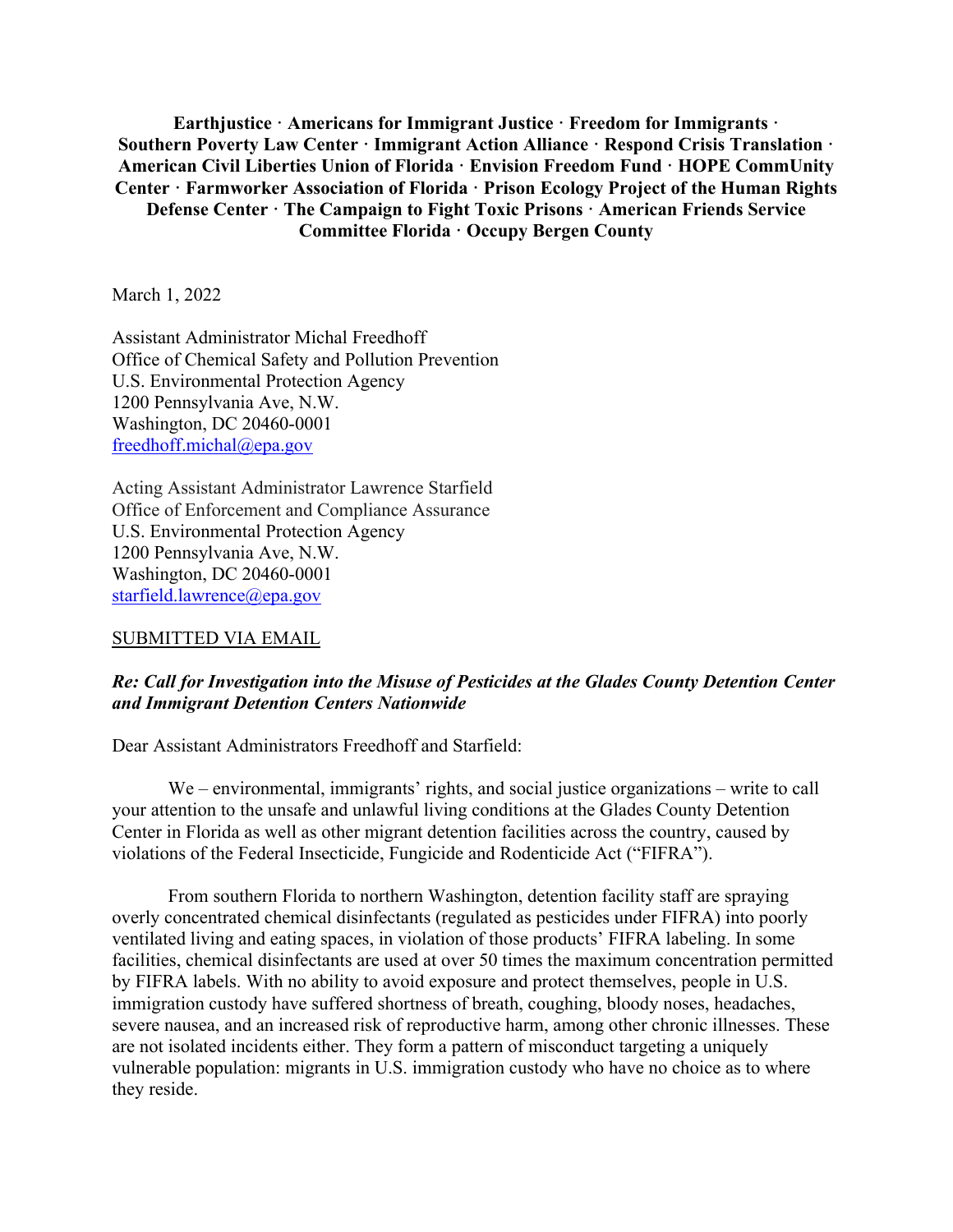**Earthjustice · Americans for Immigrant Justice · Freedom for Immigrants · Southern Poverty Law Center · Immigrant Action Alliance · Respond Crisis Translation · American Civil Liberties Union of Florida · Envision Freedom Fund · HOPE CommUnity Center · Farmworker Association of Florida · Prison Ecology Project of the Human Rights Defense Center · The Campaign to Fight Toxic Prisons · American Friends Service Committee Florida · Occupy Bergen County**

March 1, 2022

Assistant Administrator Michal Freedhoff
Office of Chemical Safety and Pollution Prevention
U.S. Environmental Protection Agency
1200 Pennsylvania Ave, N.W.
Washington, DC 20460-0001
freedhoff.michal@epa.gov

Acting Assistant Administrator Lawrence Starfield
Office of Enforcement and Compliance Assurance
U.S. Environmental Protection Agency
1200 Pennsylvania Ave, N.W.
Washington, DC 20460-0001
starfield.lawrence@epa.gov

SUBMITTED VIA EMAIL

***Re: Call for Investigation into the Misuse of Pesticides at the Glades County Detention Center and Immigrant Detention Centers Nationwide***

Dear Assistant Administrators Freedhoff and Starfield:

We – environmental, immigrants' rights, and social justice organizations – write to call your attention to the unsafe and unlawful living conditions at the Glades County Detention Center in Florida as well as other migrant detention facilities across the country, caused by violations of the Federal Insecticide, Fungicide and Rodenticide Act ("FIFRA").

From southern Florida to northern Washington, detention facility staff are spraying overly concentrated chemical disinfectants (regulated as pesticides under FIFRA) into poorly ventilated living and eating spaces, in violation of those products' FIFRA labeling. In some facilities, chemical disinfectants are used at over 50 times the maximum concentration permitted by FIFRA labels. With no ability to avoid exposure and protect themselves, people in U.S. immigration custody have suffered shortness of breath, coughing, bloody noses, headaches, severe nausea, and an increased risk of reproductive harm, among other chronic illnesses. These are not isolated incidents either. They form a pattern of misconduct targeting a uniquely vulnerable population: migrants in U.S. immigration custody who have no choice as to where they reside.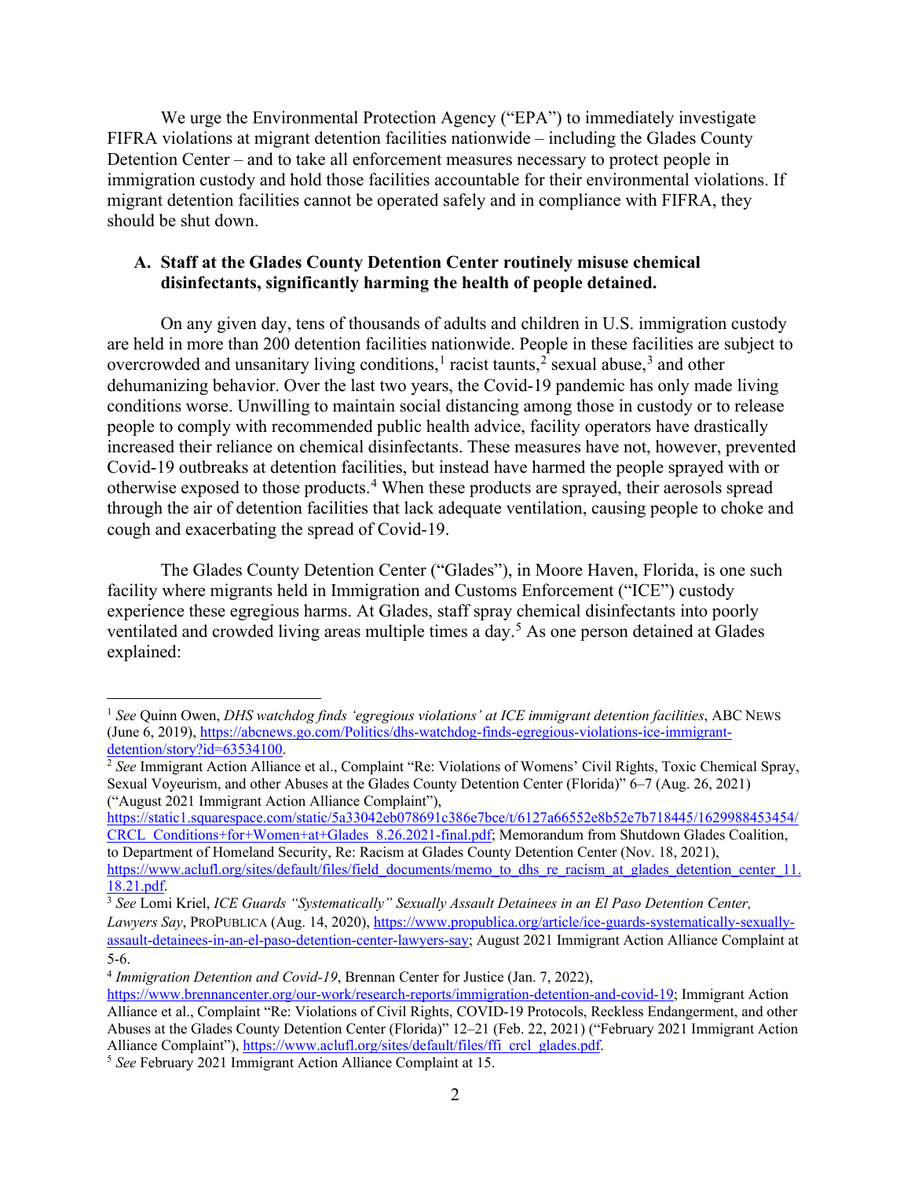We urge the Environmental Protection Agency ("EPA") to immediately investigate FIFRA violations at migrant detention facilities nationwide – including the Glades County Detention Center – and to take all enforcement measures necessary to protect people in immigration custody and hold those facilities accountable for their environmental violations. If migrant detention facilities cannot be operated safely and in compliance with FIFRA, they should be shut down.

### A. Staff at the Glades County Detention Center routinely misuse chemical disinfectants, significantly harming the health of people detained.

On any given day, tens of thousands of adults and children in U.S. immigration custody are held in more than 200 detention facilities nationwide. People in these facilities are subject to overcrowded and unsanitary living conditions,[1] racist taunts,[2] sexual abuse,[3] and other dehumanizing behavior. Over the last two years, the Covid-19 pandemic has only made living conditions worse. Unwilling to maintain social distancing among those in custody or to release people to comply with recommended public health advice, facility operators have drastically increased their reliance on chemical disinfectants. These measures have not, however, prevented Covid-19 outbreaks at detention facilities, but instead have harmed the people sprayed with or otherwise exposed to those products.[4] When these products are sprayed, their aerosols spread through the air of detention facilities that lack adequate ventilation, causing people to choke and cough and exacerbating the spread of Covid-19.

The Glades County Detention Center ("Glades"), in Moore Haven, Florida, is one such facility where migrants held in Immigration and Customs Enforcement ("ICE") custody experience these egregious harms. At Glades, staff spray chemical disinfectants into poorly ventilated and crowded living areas multiple times a day.[5] As one person detained at Glades explained:

---

[1] *See* Quinn Owen, *DHS watchdog finds 'egregious violations' at ICE immigrant detention facilities*, ABC NEWS (June 6, 2019), https://abcnews.go.com/Politics/dhs-watchdog-finds-egregious-violations-ice-immigrant-detention/story?id=63534100.

[2] *See* Immigrant Action Alliance et al., Complaint "Re: Violations of Womens' Civil Rights, Toxic Chemical Spray, Sexual Voyeurism, and other Abuses at the Glades County Detention Center (Florida)" 6–7 (Aug. 26, 2021) ("August 2021 Immigrant Action Alliance Complaint"), https://static1.squarespace.com/static/5a33042eb078691c386e7bce/t/6127a66552e8b52e7b718445/1629988453454/CRCL_Conditions+for+Women+at+Glades_8.26.2021-final.pdf; Memorandum from Shutdown Glades Coalition, to Department of Homeland Security, Re: Racism at Glades County Detention Center (Nov. 18, 2021), https://www.aclufl.org/sites/default/files/field_documents/memo_to_dhs_re_racism_at_glades_detention_center_11.18.21.pdf.

[3] *See* Lomi Kriel, *ICE Guards "Systematically" Sexually Assault Detainees in an El Paso Detention Center, Lawyers Say*, PROPUBLICA (Aug. 14, 2020), https://www.propublica.org/article/ice-guards-systematically-sexually-assault-detainees-in-an-el-paso-detention-center-lawyers-say; August 2021 Immigrant Action Alliance Complaint at 5-6.

[4] *Immigration Detention and Covid-19*, Brennan Center for Justice (Jan. 7, 2022), https://www.brennancenter.org/our-work/research-reports/immigration-detention-and-covid-19; Immigrant Action Alliance et al., Complaint "Re: Violations of Civil Rights, COVID-19 Protocols, Reckless Endangerment, and other Abuses at the Glades County Detention Center (Florida)" 12–21 (Feb. 22, 2021) ("February 2021 Immigrant Action Alliance Complaint"), https://www.aclufl.org/sites/default/files/ffi_crcl_glades.pdf.

[5] *See* February 2021 Immigrant Action Alliance Complaint at 15.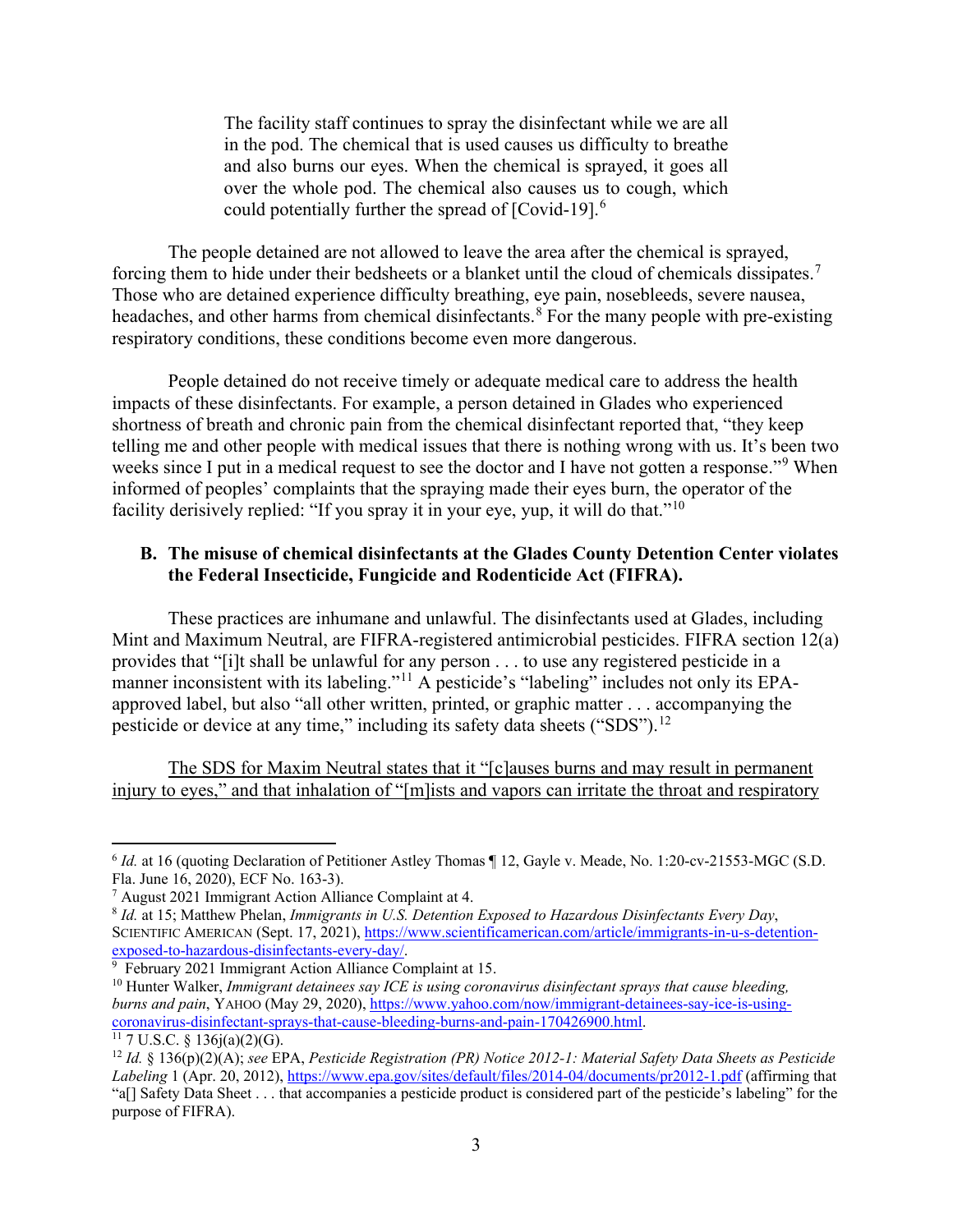> The facility staff continues to spray the disinfectant while we are all in the pod. The chemical that is used causes us difficulty to breathe and also burns our eyes. When the chemical is sprayed, it goes all over the whole pod. The chemical also causes us to cough, which could potentially further the spread of [Covid-19].[6]

The people detained are not allowed to leave the area after the chemical is sprayed, forcing them to hide under their bedsheets or a blanket until the cloud of chemicals dissipates.[7] Those who are detained experience difficulty breathing, eye pain, nosebleeds, severe nausea, headaches, and other harms from chemical disinfectants.[8] For the many people with pre-existing respiratory conditions, these conditions become even more dangerous.

People detained do not receive timely or adequate medical care to address the health impacts of these disinfectants. For example, a person detained in Glades who experienced shortness of breath and chronic pain from the chemical disinfectant reported that, "they keep telling me and other people with medical issues that there is nothing wrong with us. It's been two weeks since I put in a medical request to see the doctor and I have not gotten a response."[9] When informed of peoples' complaints that the spraying made their eyes burn, the operator of the facility derisively replied: "If you spray it in your eye, yup, it will do that."[10]

### B. The misuse of chemical disinfectants at the Glades County Detention Center violates the Federal Insecticide, Fungicide and Rodenticide Act (FIFRA).

These practices are inhumane and unlawful. The disinfectants used at Glades, including Mint and Maximum Neutral, are FIFRA-registered antimicrobial pesticides. FIFRA section 12(a) provides that "[i]t shall be unlawful for any person . . . to use any registered pesticide in a manner inconsistent with its labeling."[11] A pesticide's "labeling" includes not only its EPA-approved label, but also "all other written, printed, or graphic matter . . . accompanying the pesticide or device at any time," including its safety data sheets ("SDS").[12]

<u>The SDS for Maxim Neutral states that it "[c]auses burns and may result in permanent injury to eyes," and that inhalation of "[m]ists and vapors can irritate the throat and respiratory</u>

---

[6] *Id.* at 16 (quoting Declaration of Petitioner Astley Thomas ¶ 12, Gayle v. Meade, No. 1:20-cv-21553-MGC (S.D. Fla. June 16, 2020), ECF No. 163-3).

[7] August 2021 Immigrant Action Alliance Complaint at 4.

[8] *Id.* at 15; Matthew Phelan, *Immigrants in U.S. Detention Exposed to Hazardous Disinfectants Every Day*, SCIENTIFIC AMERICAN (Sept. 17, 2021), https://www.scientificamerican.com/article/immigrants-in-u-s-detention-exposed-to-hazardous-disinfectants-every-day/.

[9] February 2021 Immigrant Action Alliance Complaint at 15.

[10] Hunter Walker, *Immigrant detainees say ICE is using coronavirus disinfectant sprays that cause bleeding, burns and pain*, YAHOO (May 29, 2020), https://www.yahoo.com/now/immigrant-detainees-say-ice-is-using-coronavirus-disinfectant-sprays-that-cause-bleeding-burns-and-pain-170426900.html.

[11] 7 U.S.C. § 136j(a)(2)(G).

[12] *Id.* § 136(p)(2)(A); *see* EPA, *Pesticide Registration (PR) Notice 2012-1: Material Safety Data Sheets as Pesticide Labeling* 1 (Apr. 20, 2012), https://www.epa.gov/sites/default/files/2014-04/documents/pr2012-1.pdf (affirming that "a[] Safety Data Sheet . . . that accompanies a pesticide product is considered part of the pesticide's labeling" for the purpose of FIFRA).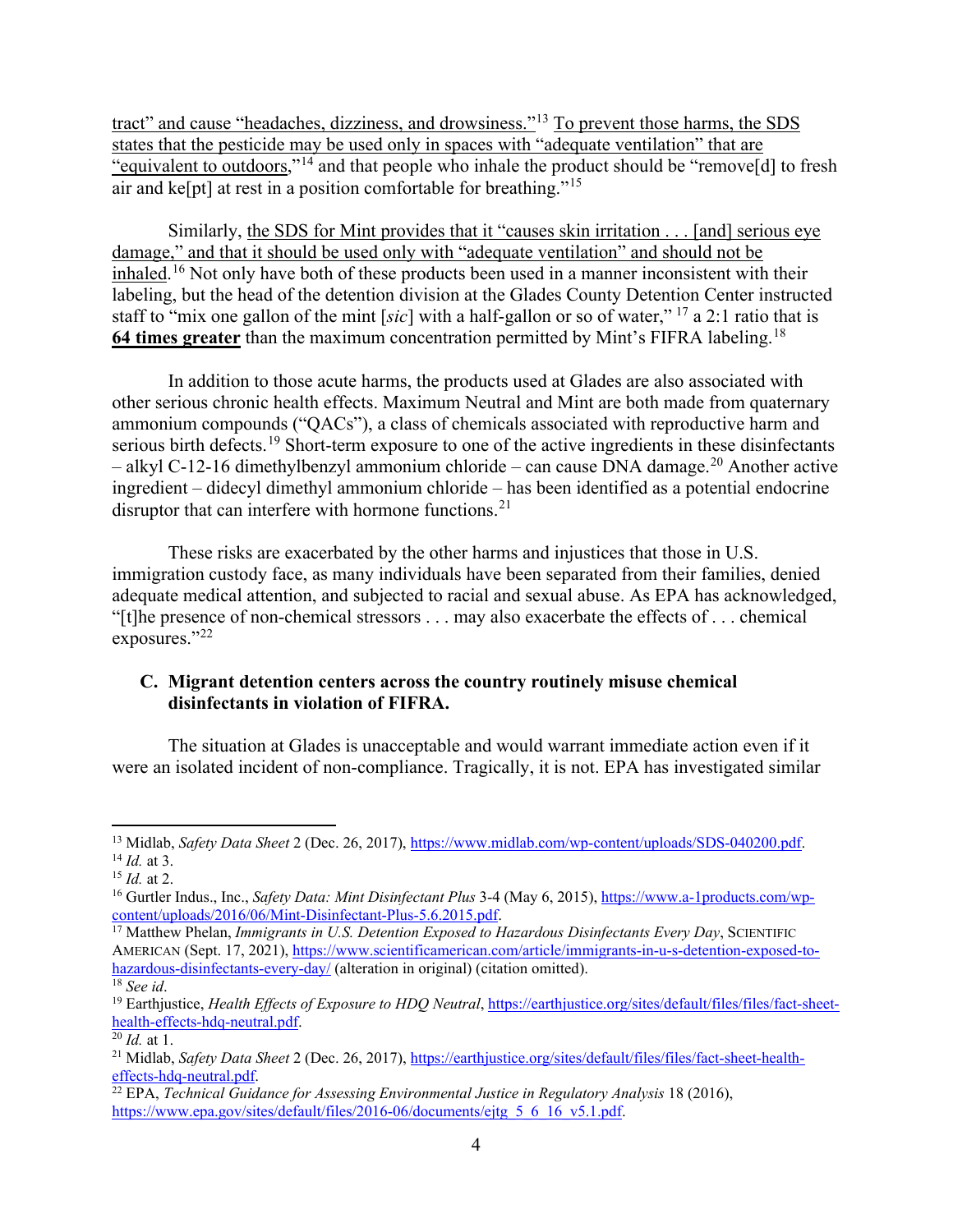tract" and cause "headaches, dizziness, and drowsiness."[13] To prevent those harms, the SDS states that the pesticide may be used only in spaces with "adequate ventilation" that are "equivalent to outdoors,"[14] and that people who inhale the product should be "remove[d] to fresh air and ke[pt] at rest in a position comfortable for breathing."[15]

Similarly, the SDS for Mint provides that it "causes skin irritation . . . [and] serious eye damage," and that it should be used only with "adequate ventilation" and should not be inhaled.[16] Not only have both of these products been used in a manner inconsistent with their labeling, but the head of the detention division at the Glades County Detention Center instructed staff to "mix one gallon of the mint [*sic*] with a half-gallon or so of water," [17] a 2:1 ratio that is **64 times greater** than the maximum concentration permitted by Mint's FIFRA labeling.[18]

In addition to those acute harms, the products used at Glades are also associated with other serious chronic health effects. Maximum Neutral and Mint are both made from quaternary ammonium compounds ("QACs"), a class of chemicals associated with reproductive harm and serious birth defects.[19] Short-term exposure to one of the active ingredients in these disinfectants – alkyl C-12-16 dimethylbenzyl ammonium chloride – can cause DNA damage.[20] Another active ingredient – didecyl dimethyl ammonium chloride – has been identified as a potential endocrine disruptor that can interfere with hormone functions.[21]

These risks are exacerbated by the other harms and injustices that those in U.S. immigration custody face, as many individuals have been separated from their families, denied adequate medical attention, and subjected to racial and sexual abuse. As EPA has acknowledged, "[t]he presence of non-chemical stressors . . . may also exacerbate the effects of . . . chemical exposures."[22]

### C. Migrant detention centers across the country routinely misuse chemical disinfectants in violation of FIFRA.

The situation at Glades is unacceptable and would warrant immediate action even if it were an isolated incident of non-compliance. Tragically, it is not. EPA has investigated similar

---

[13] Midlab, *Safety Data Sheet* 2 (Dec. 26, 2017), https://www.midlab.com/wp-content/uploads/SDS-040200.pdf.

[14] *Id.* at 3.

[15] *Id.* at 2.

[16] Gurtler Indus., Inc., *Safety Data: Mint Disinfectant Plus* 3-4 (May 6, 2015), https://www.a-1products.com/wp-content/uploads/2016/06/Mint-Disinfectant-Plus-5.6.2015.pdf.

[17] Matthew Phelan, *Immigrants in U.S. Detention Exposed to Hazardous Disinfectants Every Day*, SCIENTIFIC AMERICAN (Sept. 17, 2021), https://www.scientificamerican.com/article/immigrants-in-u-s-detention-exposed-to-hazardous-disinfectants-every-day/ (alteration in original) (citation omitted).

[18] *See id*.

[19] Earthjustice, *Health Effects of Exposure to HDQ Neutral*, https://earthjustice.org/sites/default/files/files/fact-sheet-health-effects-hdq-neutral.pdf.

[20] *Id.* at 1.

[21] Midlab, *Safety Data Sheet* 2 (Dec. 26, 2017), https://earthjustice.org/sites/default/files/files/fact-sheet-health-effects-hdq-neutral.pdf.

[22] EPA, *Technical Guidance for Assessing Environmental Justice in Regulatory Analysis* 18 (2016), https://www.epa.gov/sites/default/files/2016-06/documents/ejtg_5_6_16_v5.1.pdf.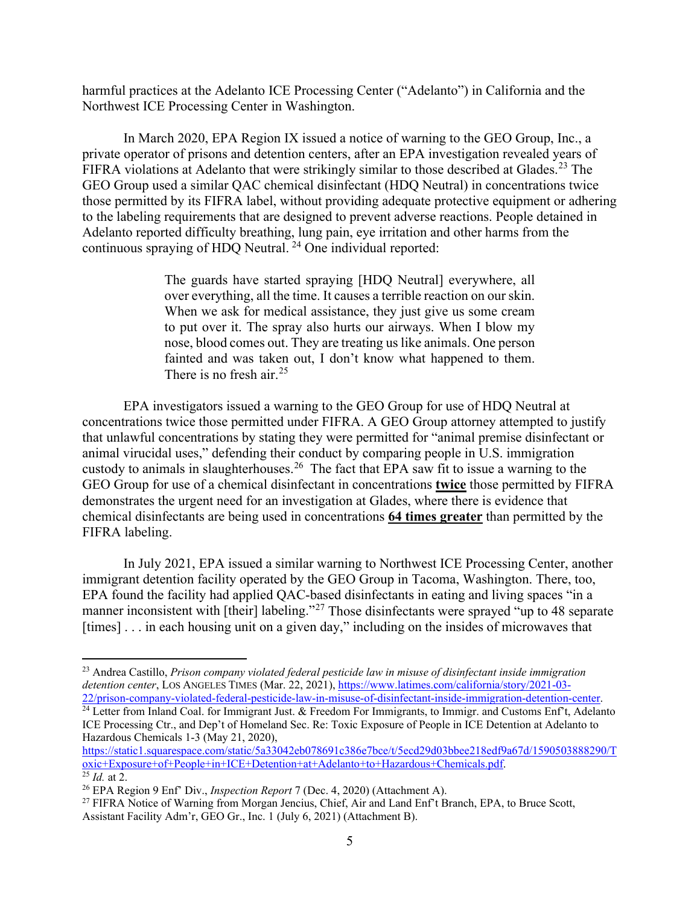harmful practices at the Adelanto ICE Processing Center ("Adelanto") in California and the Northwest ICE Processing Center in Washington.

In March 2020, EPA Region IX issued a notice of warning to the GEO Group, Inc., a private operator of prisons and detention centers, after an EPA investigation revealed years of FIFRA violations at Adelanto that were strikingly similar to those described at Glades.[23] The GEO Group used a similar QAC chemical disinfectant (HDQ Neutral) in concentrations twice those permitted by its FIFRA label, without providing adequate protective equipment or adhering to the labeling requirements that are designed to prevent adverse reactions. People detained in Adelanto reported difficulty breathing, lung pain, eye irritation and other harms from the continuous spraying of HDQ Neutral.[24] One individual reported:

> The guards have started spraying [HDQ Neutral] everywhere, all over everything, all the time. It causes a terrible reaction on our skin. When we ask for medical assistance, they just give us some cream to put over it. The spray also hurts our airways. When I blow my nose, blood comes out. They are treating us like animals. One person fainted and was taken out, I don't know what happened to them. There is no fresh air.[25]

EPA investigators issued a warning to the GEO Group for use of HDQ Neutral at concentrations twice those permitted under FIFRA. A GEO Group attorney attempted to justify that unlawful concentrations by stating they were permitted for "animal premise disinfectant or animal virucidal uses," defending their conduct by comparing people in U.S. immigration custody to animals in slaughterhouses.[26] The fact that EPA saw fit to issue a warning to the GEO Group for use of a chemical disinfectant in concentrations **twice** those permitted by FIFRA demonstrates the urgent need for an investigation at Glades, where there is evidence that chemical disinfectants are being used in concentrations **64 times greater** than permitted by the FIFRA labeling.

In July 2021, EPA issued a similar warning to Northwest ICE Processing Center, another immigrant detention facility operated by the GEO Group in Tacoma, Washington. There, too, EPA found the facility had applied QAC-based disinfectants in eating and living spaces "in a manner inconsistent with [their] labeling."[27] Those disinfectants were sprayed "up to 48 separate [times] . . . in each housing unit on a given day," including on the insides of microwaves that

---

[23] Andrea Castillo, *Prison company violated federal pesticide law in misuse of disinfectant inside immigration detention center*, LOS ANGELES TIMES (Mar. 22, 2021), https://www.latimes.com/california/story/2021-03-22/prison-company-violated-federal-pesticide-law-in-misuse-of-disinfectant-inside-immigration-detention-center.

[24] Letter from Inland Coal. for Immigrant Just. & Freedom For Immigrants, to Immigr. and Customs Enf't, Adelanto ICE Processing Ctr., and Dep't of Homeland Sec. Re: Toxic Exposure of People in ICE Detention at Adelanto to Hazardous Chemicals 1-3 (May 21, 2020), https://static1.squarespace.com/static/5a33042eb078691c386e7bce/t/5ecd29d03bbee218edf9a67d/1590503888290/Toxic+Exposure+of+People+in+ICE+Detention+at+Adelanto+to+Hazardous+Chemicals.pdf.

[25] *Id.* at 2.

[26] EPA Region 9 Enf' Div., *Inspection Report* 7 (Dec. 4, 2020) (Attachment A).

[27] FIFRA Notice of Warning from Morgan Jencius, Chief, Air and Land Enf't Branch, EPA, to Bruce Scott, Assistant Facility Adm'r, GEO Gr., Inc. 1 (July 6, 2021) (Attachment B).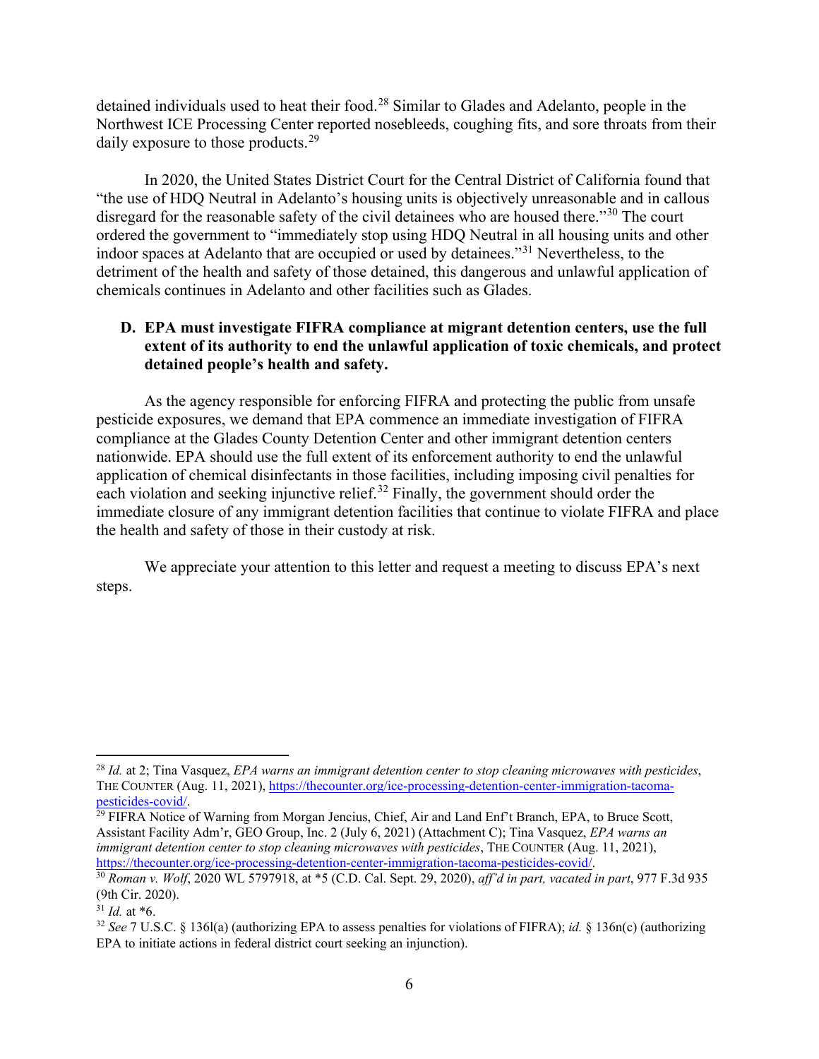detained individuals used to heat their food.[28] Similar to Glades and Adelanto, people in the Northwest ICE Processing Center reported nosebleeds, coughing fits, and sore throats from their daily exposure to those products.[29]

In 2020, the United States District Court for the Central District of California found that "the use of HDQ Neutral in Adelanto's housing units is objectively unreasonable and in callous disregard for the reasonable safety of the civil detainees who are housed there."[30] The court ordered the government to "immediately stop using HDQ Neutral in all housing units and other indoor spaces at Adelanto that are occupied or used by detainees."[31] Nevertheless, to the detriment of the health and safety of those detained, this dangerous and unlawful application of chemicals continues in Adelanto and other facilities such as Glades.

### D. EPA must investigate FIFRA compliance at migrant detention centers, use the full extent of its authority to end the unlawful application of toxic chemicals, and protect detained people's health and safety.

As the agency responsible for enforcing FIFRA and protecting the public from unsafe pesticide exposures, we demand that EPA commence an immediate investigation of FIFRA compliance at the Glades County Detention Center and other immigrant detention centers nationwide. EPA should use the full extent of its enforcement authority to end the unlawful application of chemical disinfectants in those facilities, including imposing civil penalties for each violation and seeking injunctive relief.[32] Finally, the government should order the immediate closure of any immigrant detention facilities that continue to violate FIFRA and place the health and safety of those in their custody at risk.

We appreciate your attention to this letter and request a meeting to discuss EPA's next steps.

---

[28] *Id.* at 2; Tina Vasquez, *EPA warns an immigrant detention center to stop cleaning microwaves with pesticides*, THE COUNTER (Aug. 11, 2021), https://thecounter.org/ice-processing-detention-center-immigration-tacoma-pesticides-covid/.

[29] FIFRA Notice of Warning from Morgan Jencius, Chief, Air and Land Enf't Branch, EPA, to Bruce Scott, Assistant Facility Adm'r, GEO Group, Inc. 2 (July 6, 2021) (Attachment C); Tina Vasquez, *EPA warns an immigrant detention center to stop cleaning microwaves with pesticides*, THE COUNTER (Aug. 11, 2021), https://thecounter.org/ice-processing-detention-center-immigration-tacoma-pesticides-covid/.

[30] *Roman v. Wolf*, 2020 WL 5797918, at *5 (C.D. Cal. Sept. 29, 2020), *aff'd in part, vacated in part*, 977 F.3d 935 (9th Cir. 2020).

[31] *Id.* at *6.

[32] *See* 7 U.S.C. § 136l(a) (authorizing EPA to assess penalties for violations of FIFRA); *id.* § 136n(c) (authorizing EPA to initiate actions in federal district court seeking an injunction).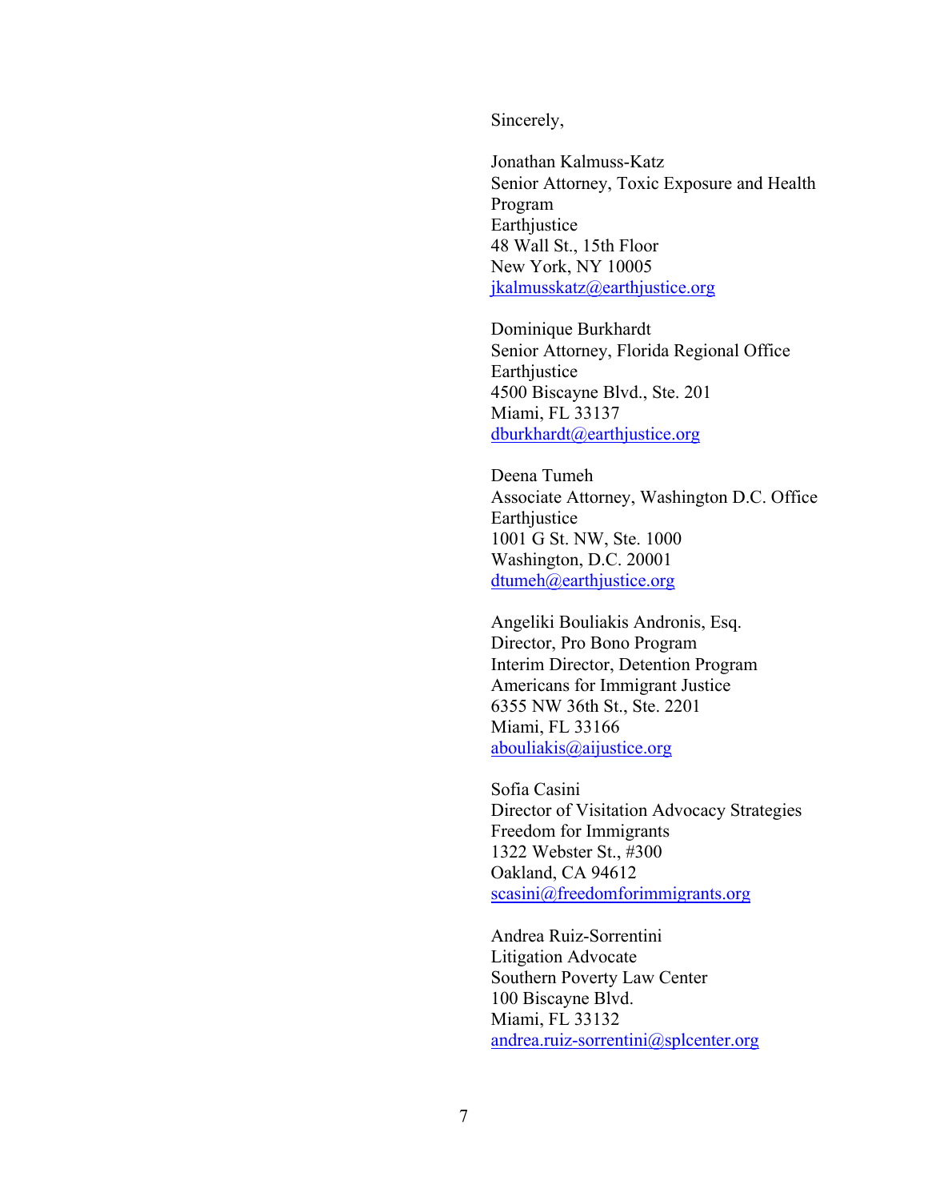Sincerely,

Jonathan Kalmuss-Katz
Senior Attorney, Toxic Exposure and Health Program
Earthjustice
48 Wall St., 15th Floor
New York, NY 10005
jkalmusskatz@earthjustice.org

Dominique Burkhardt
Senior Attorney, Florida Regional Office
Earthjustice
4500 Biscayne Blvd., Ste. 201
Miami, FL 33137
dburkhardt@earthjustice.org

Deena Tumeh
Associate Attorney, Washington D.C. Office
Earthjustice
1001 G St. NW, Ste. 1000
Washington, D.C. 20001
dtumeh@earthjustice.org

Angeliki Bouliakis Andronis, Esq.
Director, Pro Bono Program
Interim Director, Detention Program
Americans for Immigrant Justice
6355 NW 36th St., Ste. 2201
Miami, FL 33166
abouliakis@aijustice.org

Sofia Casini
Director of Visitation Advocacy Strategies
Freedom for Immigrants
1322 Webster St., #300
Oakland, CA 94612
scasini@freedomforimmigrants.org

Andrea Ruiz-Sorrentini
Litigation Advocate
Southern Poverty Law Center
100 Biscayne Blvd.
Miami, FL 33132
andrea.ruiz-sorrentini@splcenter.org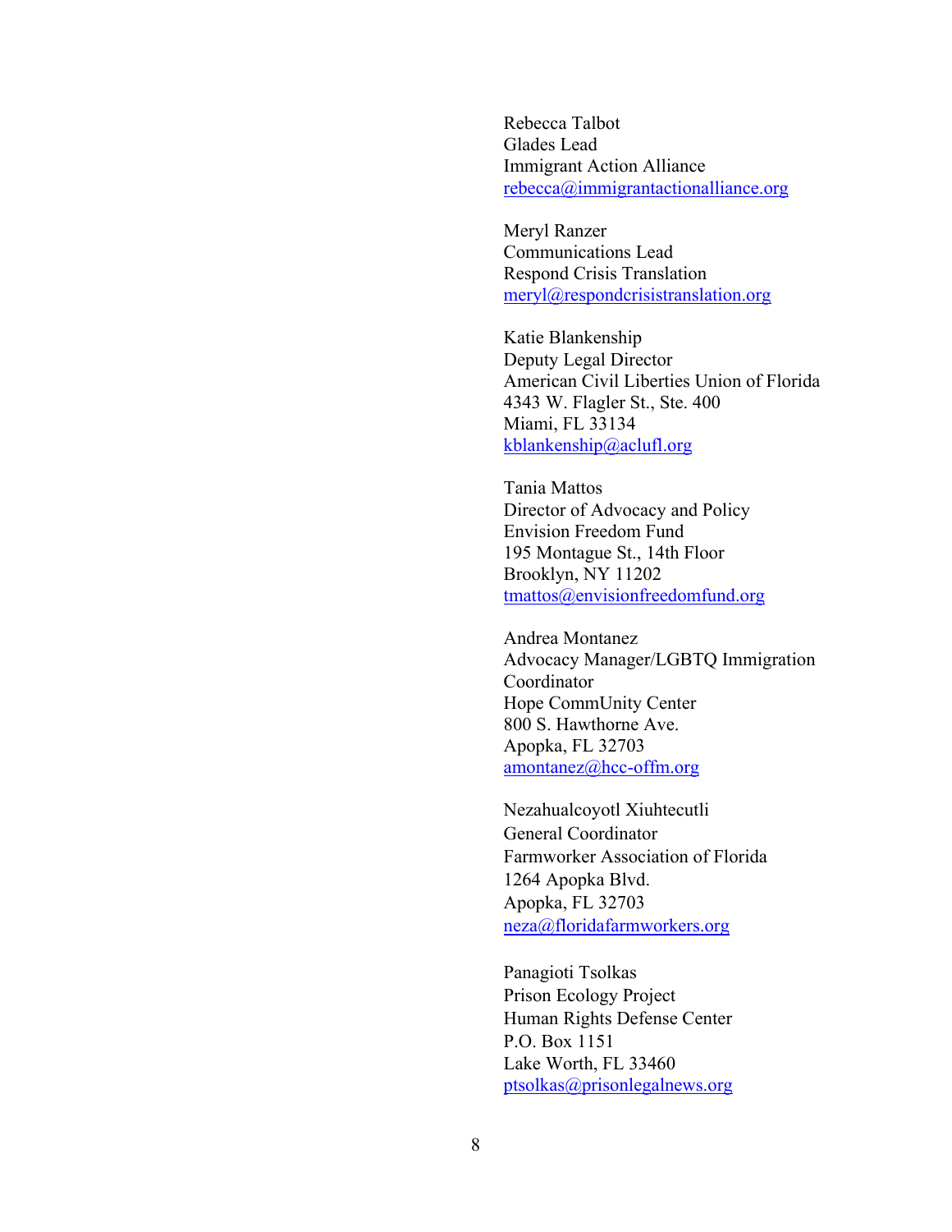Rebecca Talbot  
Glades Lead  
Immigrant Action Alliance  
rebecca@immigrantactionalliance.org

Meryl Ranzer  
Communications Lead  
Respond Crisis Translation  
meryl@respondcrisistranslation.org

Katie Blankenship  
Deputy Legal Director  
American Civil Liberties Union of Florida  
4343 W. Flagler St., Ste. 400  
Miami, FL 33134  
kblankenship@aclufl.org

Tania Mattos  
Director of Advocacy and Policy  
Envision Freedom Fund  
195 Montague St., 14th Floor  
Brooklyn, NY 11202  
tmattos@envisionfreedomfund.org

Andrea Montanez  
Advocacy Manager/LGBTQ Immigration Coordinator  
Hope CommUnity Center  
800 S. Hawthorne Ave.  
Apopka, FL 32703  
amontanez@hcc-offm.org

Nezahualcoyotl Xiuhtecutli  
General Coordinator  
Farmworker Association of Florida  
1264 Apopka Blvd.  
Apopka, FL 32703  
neza@floridafarmworkers.org

Panagioti Tsolkas  
Prison Ecology Project  
Human Rights Defense Center  
P.O. Box 1151  
Lake Worth, FL 33460  
ptsolkas@prisonlegalnews.org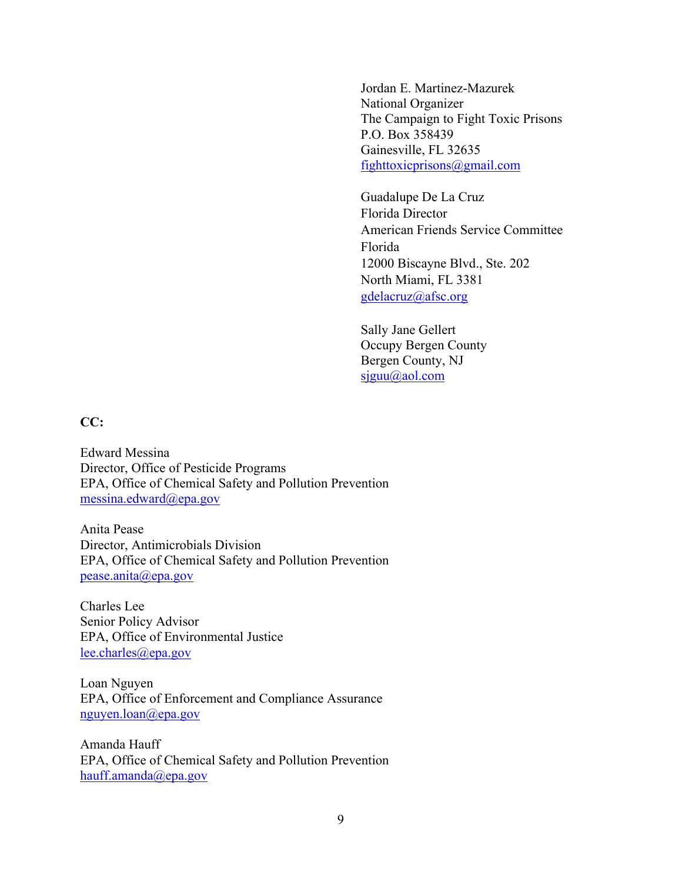Jordan E. Martinez-Mazurek  
National Organizer  
The Campaign to Fight Toxic Prisons  
P.O. Box 358439  
Gainesville, FL 32635  
fighttoxicprisons@gmail.com

Guadalupe De La Cruz  
Florida Director  
American Friends Service Committee  
Florida  
12000 Biscayne Blvd., Ste. 202  
North Miami, FL 3381  
gdelacruz@afsc.org

Sally Jane Gellert  
Occupy Bergen County  
Bergen County, NJ  
sjguu@aol.com

**CC:**

Edward Messina  
Director, Office of Pesticide Programs  
EPA, Office of Chemical Safety and Pollution Prevention  
messina.edward@epa.gov

Anita Pease  
Director, Antimicrobials Division  
EPA, Office of Chemical Safety and Pollution Prevention  
pease.anita@epa.gov

Charles Lee  
Senior Policy Advisor  
EPA, Office of Environmental Justice  
lee.charles@epa.gov

Loan Nguyen  
EPA, Office of Enforcement and Compliance Assurance  
nguyen.loan@epa.gov

Amanda Hauff  
EPA, Office of Chemical Safety and Pollution Prevention  
hauff.amanda@epa.gov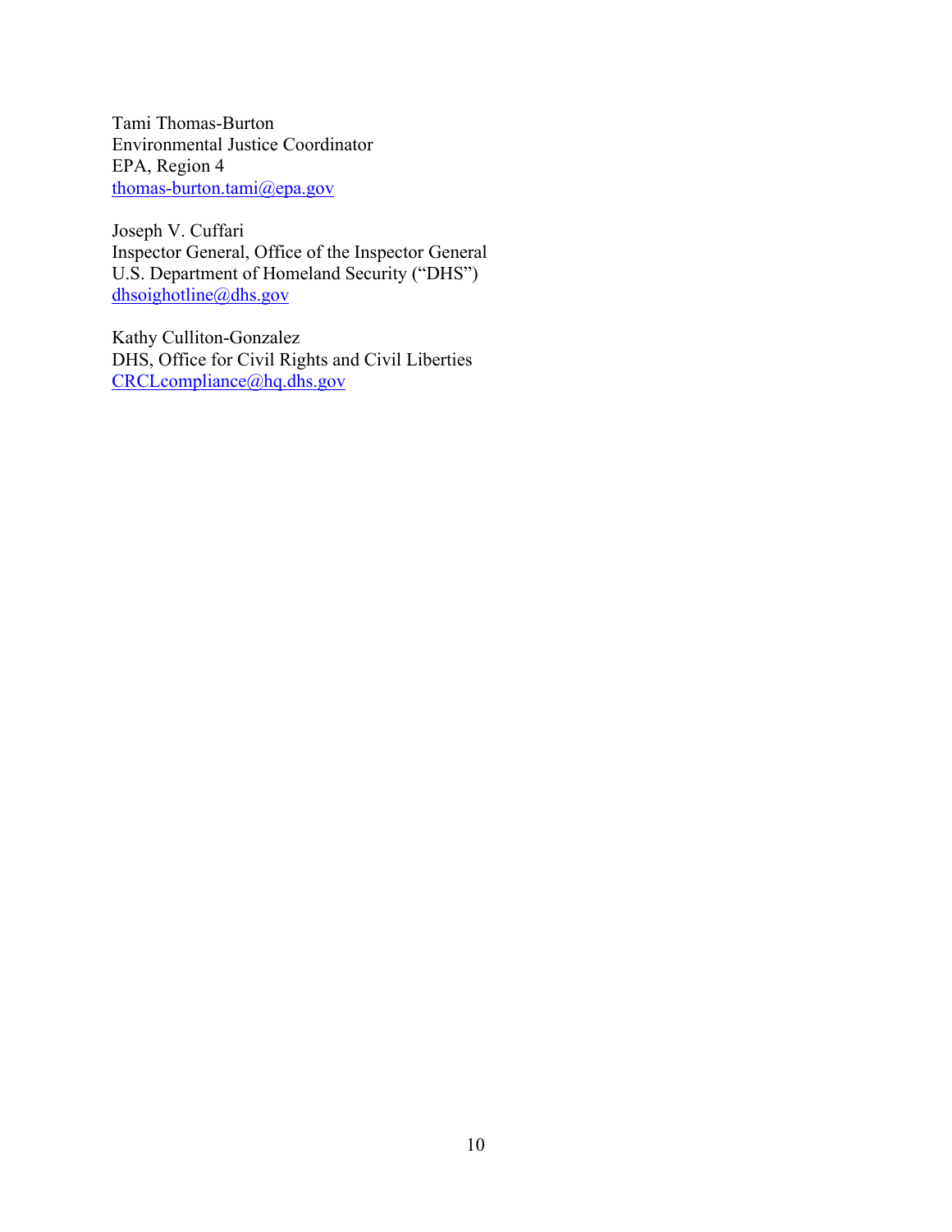Tami Thomas-Burton
Environmental Justice Coordinator
EPA, Region 4
thomas-burton.tami@epa.gov

Joseph V. Cuffari
Inspector General, Office of the Inspector General
U.S. Department of Homeland Security ("DHS")
dhsoighotline@dhs.gov

Kathy Culliton-Gonzalez
DHS, Office for Civil Rights and Civil Liberties
CRCLcompliance@hq.dhs.gov